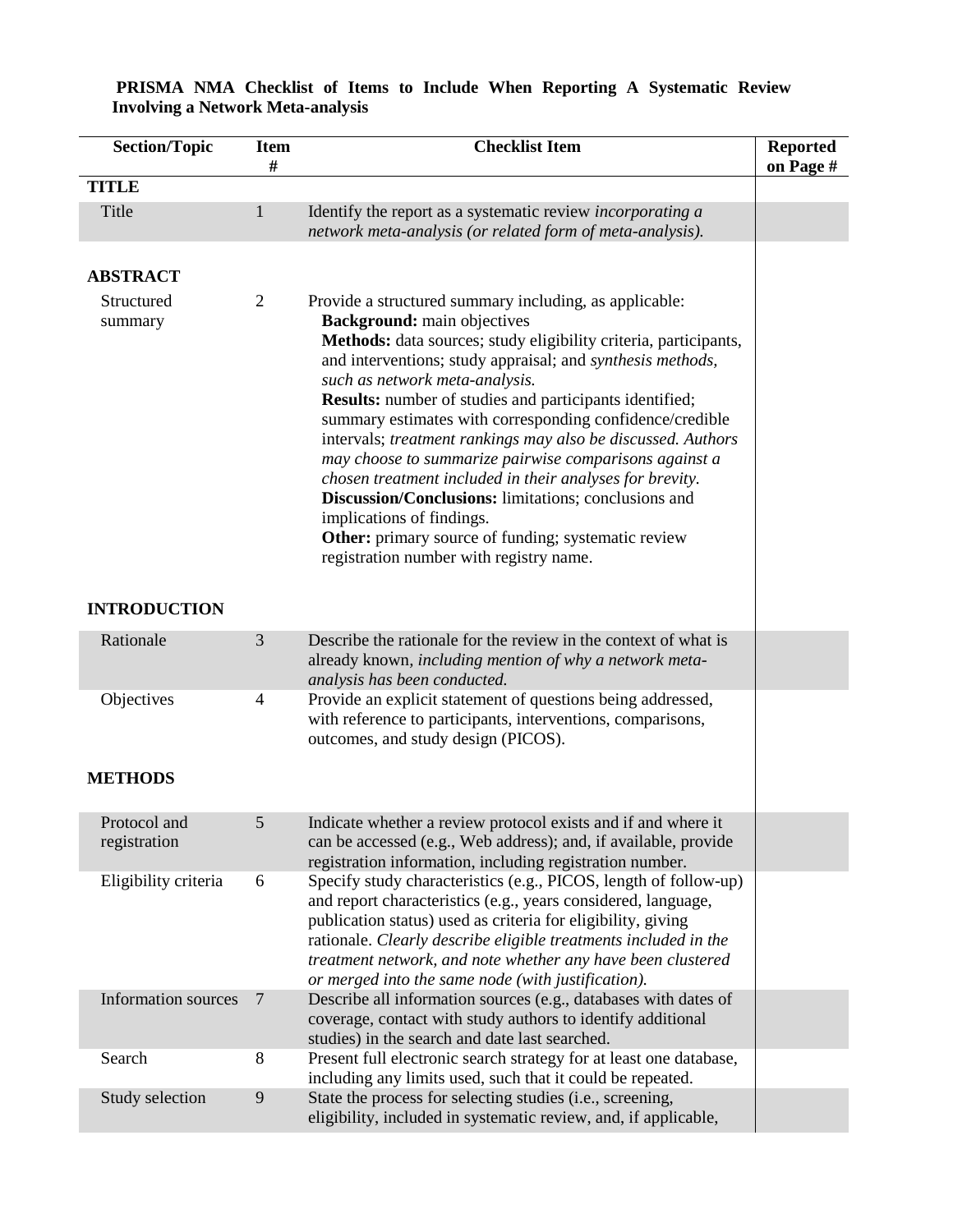**PRISMA NMA Checklist of Items to Include When Reporting A Systematic Review Involving a Network Meta-analysis**

| Section/Topic | Item # | Checklist Item | Reported on Page # |
|---|---|---|---|
| **TITLE** | | | |
| Title | 1 | Identify the report as a systematic review *incorporating a network meta-analysis (or related form of meta-analysis).* | |
| **ABSTRACT** | | | |
| Structured summary | 2 | Provide a structured summary including, as applicable:<br>**Background:** main objectives<br>**Methods:** data sources; study eligibility criteria, participants, and interventions; study appraisal; and *synthesis methods, such as network meta-analysis.*<br>**Results:** number of studies and participants identified; summary estimates with corresponding confidence/credible intervals; *treatment rankings may also be discussed. Authors may choose to summarize pairwise comparisons against a chosen treatment included in their analyses for brevity.*<br>**Discussion/Conclusions:** limitations; conclusions and implications of findings.<br>**Other:** primary source of funding; systematic review registration number with registry name. | |
| **INTRODUCTION** | | | |
| Rationale | 3 | Describe the rationale for the review in the context of what is already known, *including mention of why a network meta-analysis has been conducted.* | |
| Objectives | 4 | Provide an explicit statement of questions being addressed, with reference to participants, interventions, comparisons, outcomes, and study design (PICOS). | |
| **METHODS** | | | |
| Protocol and registration | 5 | Indicate whether a review protocol exists and if and where it can be accessed (e.g., Web address); and, if available, provide registration information, including registration number. | |
| Eligibility criteria | 6 | Specify study characteristics (e.g., PICOS, length of follow-up) and report characteristics (e.g., years considered, language, publication status) used as criteria for eligibility, giving rationale. *Clearly describe eligible treatments included in the treatment network, and note whether any have been clustered or merged into the same node (with justification).* | |
| Information sources | 7 | Describe all information sources (e.g., databases with dates of coverage, contact with study authors to identify additional studies) in the search and date last searched. | |
| Search | 8 | Present full electronic search strategy for at least one database, including any limits used, such that it could be repeated. | |
| Study selection | 9 | State the process for selecting studies (i.e., screening, eligibility, included in systematic review, and, if applicable, | |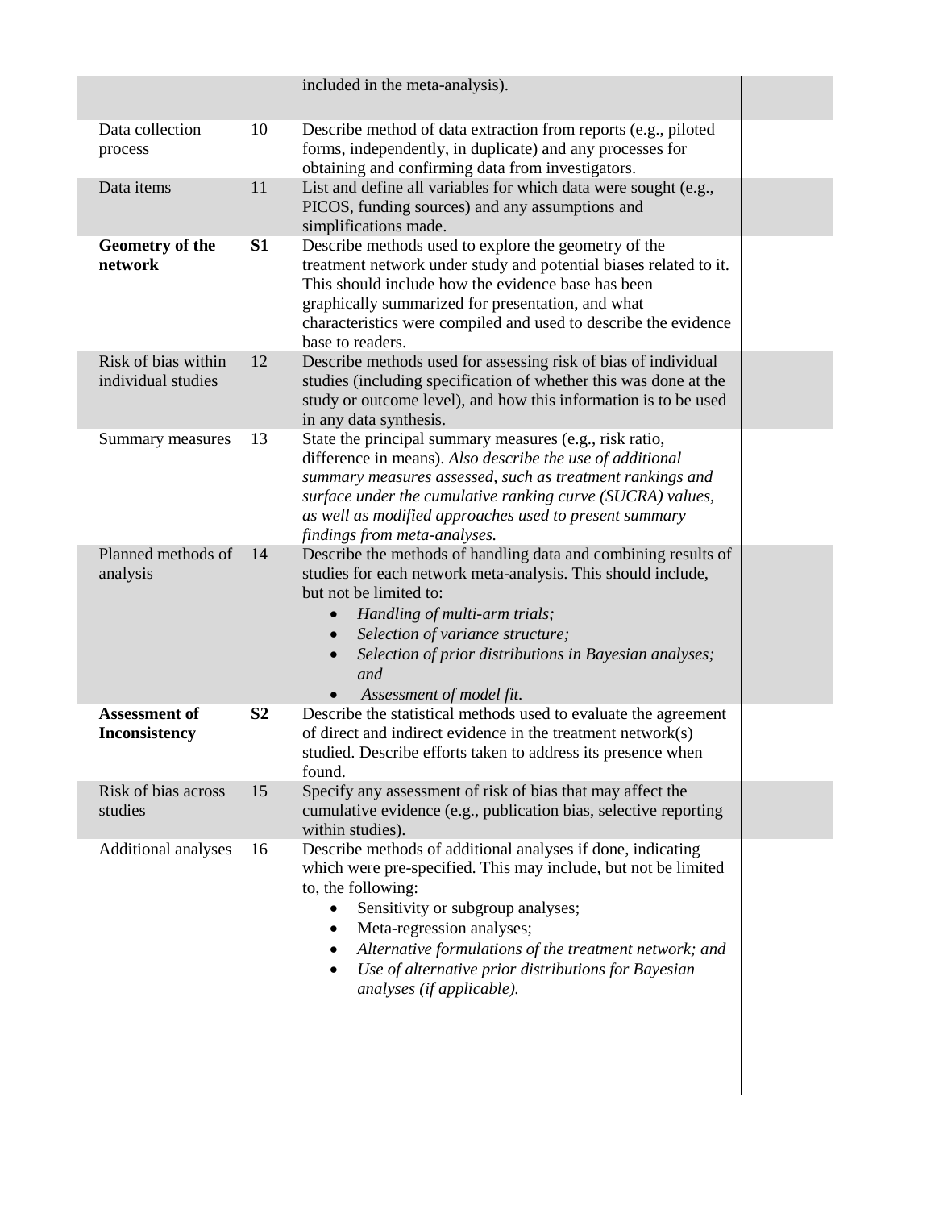| | | | |
|---|---|---|---|
| | | included in the meta-analysis). | |
| Data collection process | 10 | Describe method of data extraction from reports (e.g., piloted forms, independently, in duplicate) and any processes for obtaining and confirming data from investigators. | |
| Data items | 11 | List and define all variables for which data were sought (e.g., PICOS, funding sources) and any assumptions and simplifications made. | |
| **Geometry of the network** | **S1** | Describe methods used to explore the geometry of the treatment network under study and potential biases related to it. This should include how the evidence base has been graphically summarized for presentation, and what characteristics were compiled and used to describe the evidence base to readers. | |
| Risk of bias within individual studies | 12 | Describe methods used for assessing risk of bias of individual studies (including specification of whether this was done at the study or outcome level), and how this information is to be used in any data synthesis. | |
| Summary measures | 13 | State the principal summary measures (e.g., risk ratio, difference in means). *Also describe the use of additional summary measures assessed, such as treatment rankings and surface under the cumulative ranking curve (SUCRA) values, as well as modified approaches used to present summary findings from meta-analyses.* | |
| Planned methods of analysis | 14 | Describe the methods of handling data and combining results of studies for each network meta-analysis. This should include, but not be limited to:<br>• *Handling of multi-arm trials;*<br>• *Selection of variance structure;*<br>• *Selection of prior distributions in Bayesian analyses; and*<br>• *Assessment of model fit.* | |
| **Assessment of Inconsistency** | **S2** | Describe the statistical methods used to evaluate the agreement of direct and indirect evidence in the treatment network(s) studied. Describe efforts taken to address its presence when found. | |
| Risk of bias across studies | 15 | Specify any assessment of risk of bias that may affect the cumulative evidence (e.g., publication bias, selective reporting within studies). | |
| Additional analyses | 16 | Describe methods of additional analyses if done, indicating which were pre-specified. This may include, but not be limited to, the following:<br>• Sensitivity or subgroup analyses;<br>• Meta-regression analyses;<br>• *Alternative formulations of the treatment network; and*<br>• *Use of alternative prior distributions for Bayesian analyses (if applicable).* | |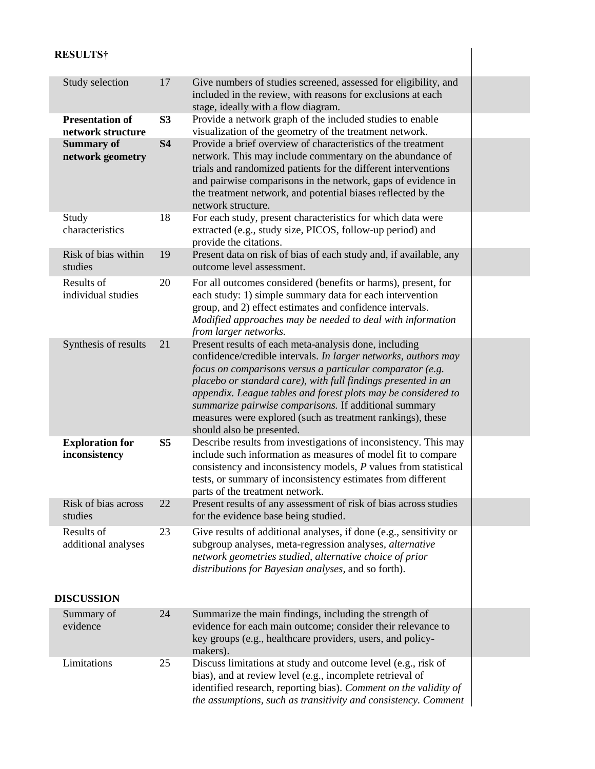| **RESULTS†** | | | |
|---|---|---|---|
| Study selection | 17 | Give numbers of studies screened, assessed for eligibility, and included in the review, with reasons for exclusions at each stage, ideally with a flow diagram. | |
| **Presentation of network structure** | **S3** | Provide a network graph of the included studies to enable visualization of the geometry of the treatment network. | |
| **Summary of network geometry** | **S4** | Provide a brief overview of characteristics of the treatment network. This may include commentary on the abundance of trials and randomized patients for the different interventions and pairwise comparisons in the network, gaps of evidence in the treatment network, and potential biases reflected by the network structure. | |
| Study characteristics | 18 | For each study, present characteristics for which data were extracted (e.g., study size, PICOS, follow-up period) and provide the citations. | |
| Risk of bias within studies | 19 | Present data on risk of bias of each study and, if available, any outcome level assessment. | |
| Results of individual studies | 20 | For all outcomes considered (benefits or harms), present, for each study: 1) simple summary data for each intervention group, and 2) effect estimates and confidence intervals. *Modified approaches may be needed to deal with information from larger networks.* | |
| Synthesis of results | 21 | Present results of each meta-analysis done, including confidence/credible intervals. *In larger networks, authors may focus on comparisons versus a particular comparator (e.g. placebo or standard care), with full findings presented in an appendix. League tables and forest plots may be considered to summarize pairwise comparisons.* If additional summary measures were explored (such as treatment rankings), these should also be presented. | |
| **Exploration for inconsistency** | **S5** | Describe results from investigations of inconsistency. This may include such information as measures of model fit to compare consistency and inconsistency models, *P* values from statistical tests, or summary of inconsistency estimates from different parts of the treatment network. | |
| Risk of bias across studies | 22 | Present results of any assessment of risk of bias across studies for the evidence base being studied. | |
| Results of additional analyses | 23 | Give results of additional analyses, if done (e.g., sensitivity or subgroup analyses, meta-regression analyses, *alternative network geometries studied, alternative choice of prior distributions for Bayesian analyses*, and so forth). | |
| **DISCUSSION** | | | |
| Summary of evidence | 24 | Summarize the main findings, including the strength of evidence for each main outcome; consider their relevance to key groups (e.g., healthcare providers, users, and policy-makers). | |
| Limitations | 25 | Discuss limitations at study and outcome level (e.g., risk of bias), and at review level (e.g., incomplete retrieval of identified research, reporting bias). *Comment on the validity of the assumptions, such as transitivity and consistency. Comment* | |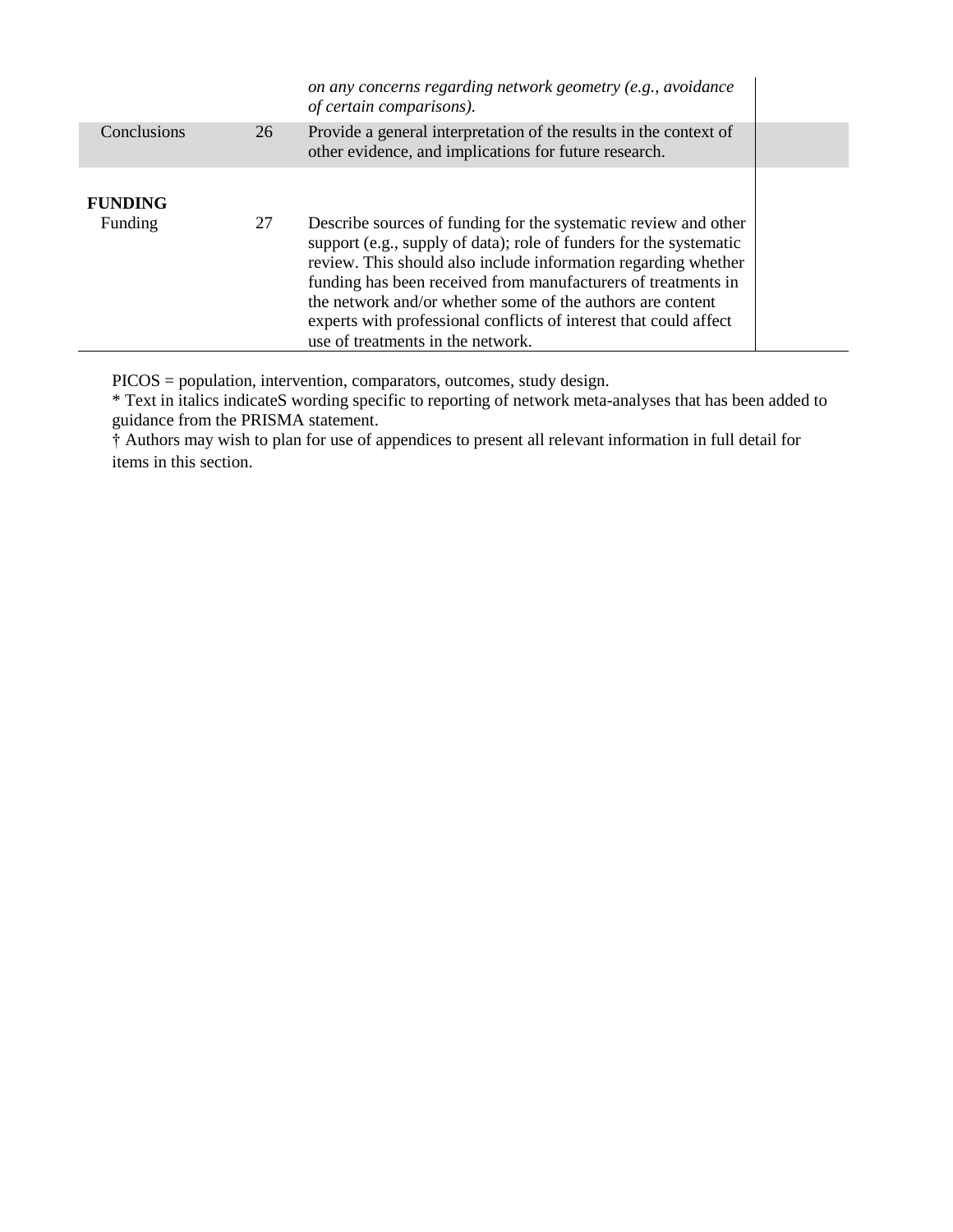| | | | |
|---|---|---|---|
| | | *on any concerns regarding network geometry (e.g., avoidance of certain comparisons).* | |
| Conclusions | 26 | Provide a general interpretation of the results in the context of other evidence, and implications for future research. | |
| **FUNDING** | | | |
| Funding | 27 | Describe sources of funding for the systematic review and other support (e.g., supply of data); role of funders for the systematic review. This should also include information regarding whether funding has been received from manufacturers of treatments in the network and/or whether some of the authors are content experts with professional conflicts of interest that could affect use of treatments in the network. | |

PICOS = population, intervention, comparators, outcomes, study design.

* Text in italics indicateS wording specific to reporting of network meta-analyses that has been added to guidance from the PRISMA statement.

† Authors may wish to plan for use of appendices to present all relevant information in full detail for items in this section.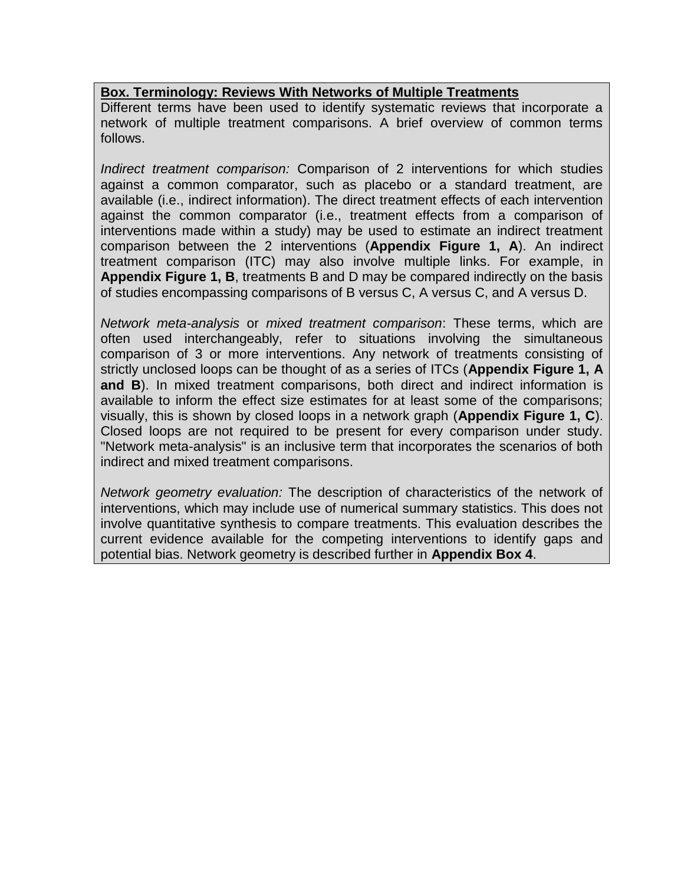**Box. Terminology: Reviews With Networks of Multiple Treatments**

Different terms have been used to identify systematic reviews that incorporate a network of multiple treatment comparisons. A brief overview of common terms follows.

*Indirect treatment comparison:* Comparison of 2 interventions for which studies against a common comparator, such as placebo or a standard treatment, are available (i.e., indirect information). The direct treatment effects of each intervention against the common comparator (i.e., treatment effects from a comparison of interventions made within a study) may be used to estimate an indirect treatment comparison between the 2 interventions (**Appendix Figure 1, A**). An indirect treatment comparison (ITC) may also involve multiple links. For example, in **Appendix Figure 1, B**, treatments B and D may be compared indirectly on the basis of studies encompassing comparisons of B versus C, A versus C, and A versus D.

*Network meta-analysis* or *mixed treatment comparison*: These terms, which are often used interchangeably, refer to situations involving the simultaneous comparison of 3 or more interventions. Any network of treatments consisting of strictly unclosed loops can be thought of as a series of ITCs (**Appendix Figure 1, A and B**). In mixed treatment comparisons, both direct and indirect information is available to inform the effect size estimates for at least some of the comparisons; visually, this is shown by closed loops in a network graph (**Appendix Figure 1, C**). Closed loops are not required to be present for every comparison under study. "Network meta-analysis" is an inclusive term that incorporates the scenarios of both indirect and mixed treatment comparisons.

*Network geometry evaluation:* The description of characteristics of the network of interventions, which may include use of numerical summary statistics. This does not involve quantitative synthesis to compare treatments. This evaluation describes the current evidence available for the competing interventions to identify gaps and potential bias. Network geometry is described further in **Appendix Box 4**.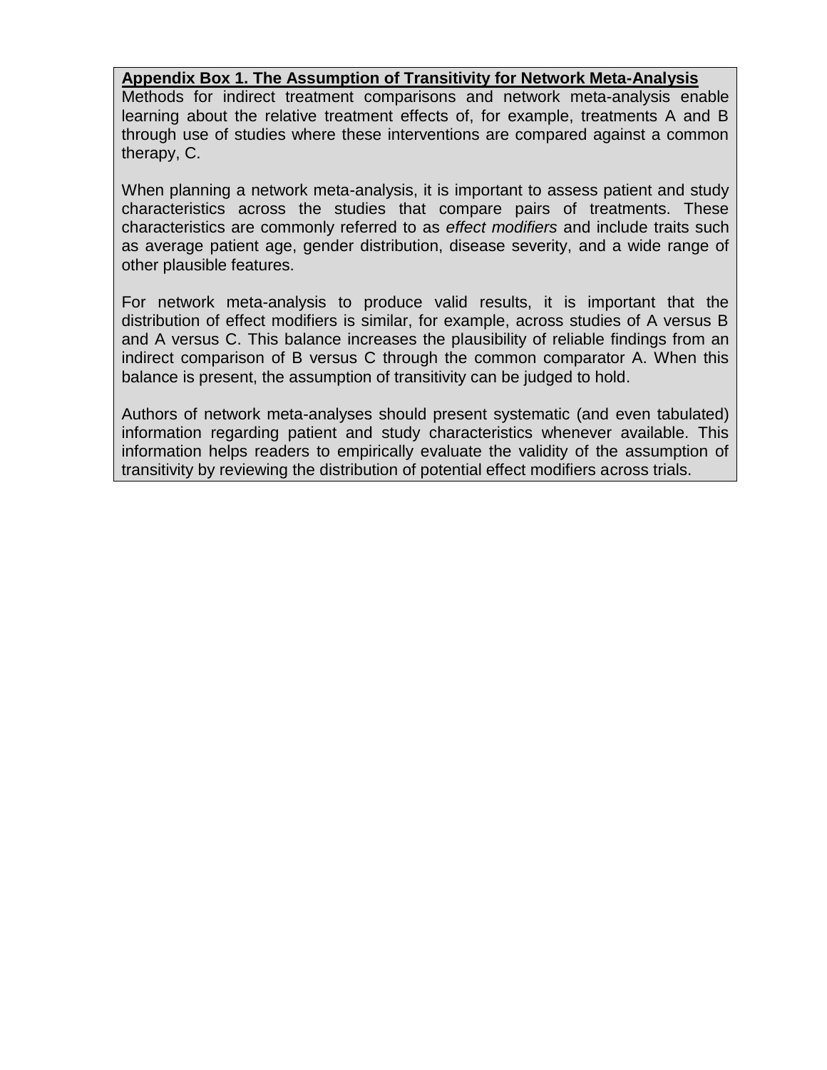**Appendix Box 1. The Assumption of Transitivity for Network Meta-Analysis**

Methods for indirect treatment comparisons and network meta-analysis enable learning about the relative treatment effects of, for example, treatments A and B through use of studies where these interventions are compared against a common therapy, C.

When planning a network meta-analysis, it is important to assess patient and study characteristics across the studies that compare pairs of treatments. These characteristics are commonly referred to as *effect modifiers* and include traits such as average patient age, gender distribution, disease severity, and a wide range of other plausible features.

For network meta-analysis to produce valid results, it is important that the distribution of effect modifiers is similar, for example, across studies of A versus B and A versus C. This balance increases the plausibility of reliable findings from an indirect comparison of B versus C through the common comparator A. When this balance is present, the assumption of transitivity can be judged to hold.

Authors of network meta-analyses should present systematic (and even tabulated) information regarding patient and study characteristics whenever available. This information helps readers to empirically evaluate the validity of the assumption of transitivity by reviewing the distribution of potential effect modifiers across trials.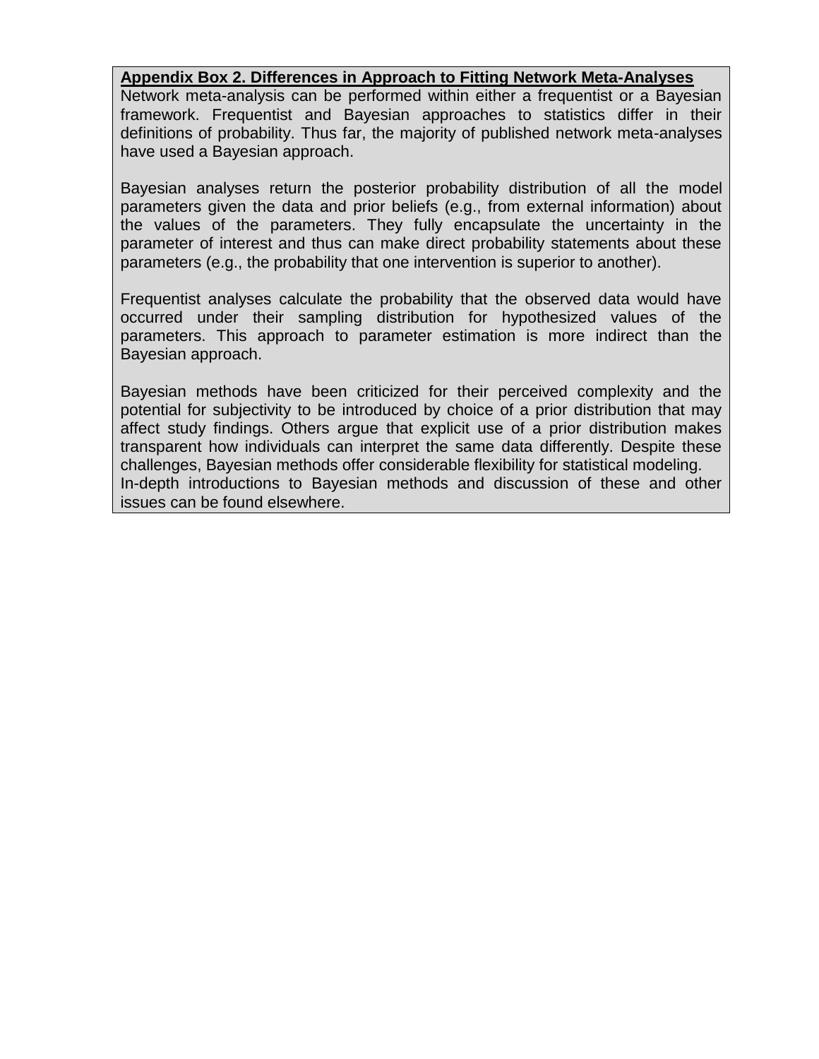**Appendix Box 2. Differences in Approach to Fitting Network Meta-Analyses**

Network meta-analysis can be performed within either a frequentist or a Bayesian framework. Frequentist and Bayesian approaches to statistics differ in their definitions of probability. Thus far, the majority of published network meta-analyses have used a Bayesian approach.

Bayesian analyses return the posterior probability distribution of all the model parameters given the data and prior beliefs (e.g., from external information) about the values of the parameters. They fully encapsulate the uncertainty in the parameter of interest and thus can make direct probability statements about these parameters (e.g., the probability that one intervention is superior to another).

Frequentist analyses calculate the probability that the observed data would have occurred under their sampling distribution for hypothesized values of the parameters. This approach to parameter estimation is more indirect than the Bayesian approach.

Bayesian methods have been criticized for their perceived complexity and the potential for subjectivity to be introduced by choice of a prior distribution that may affect study findings. Others argue that explicit use of a prior distribution makes transparent how individuals can interpret the same data differently. Despite these challenges, Bayesian methods offer considerable flexibility for statistical modeling.
In-depth introductions to Bayesian methods and discussion of these and other issues can be found elsewhere.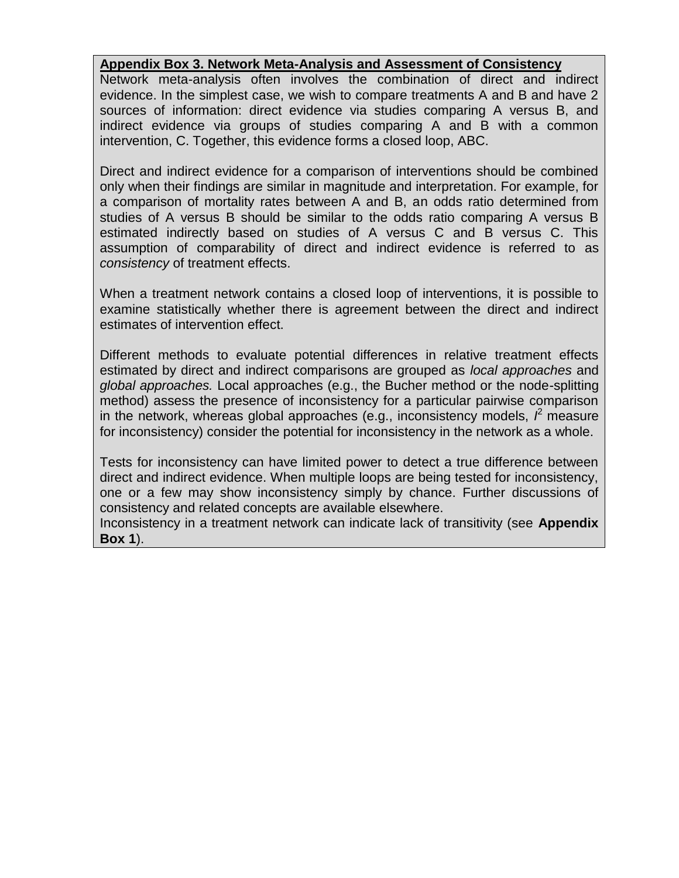**<u>Appendix Box 3. Network Meta-Analysis and Assessment of Consistency</u>**

Network meta-analysis often involves the combination of direct and indirect evidence. In the simplest case, we wish to compare treatments A and B and have 2 sources of information: direct evidence via studies comparing A versus B, and indirect evidence via groups of studies comparing A and B with a common intervention, C. Together, this evidence forms a closed loop, ABC.

Direct and indirect evidence for a comparison of interventions should be combined only when their findings are similar in magnitude and interpretation. For example, for a comparison of mortality rates between A and B, an odds ratio determined from studies of A versus B should be similar to the odds ratio comparing A versus B estimated indirectly based on studies of A versus C and B versus C. This assumption of comparability of direct and indirect evidence is referred to as *consistency* of treatment effects.

When a treatment network contains a closed loop of interventions, it is possible to examine statistically whether there is agreement between the direct and indirect estimates of intervention effect.

Different methods to evaluate potential differences in relative treatment effects estimated by direct and indirect comparisons are grouped as *local approaches* and *global approaches.* Local approaches (e.g., the Bucher method or the node-splitting method) assess the presence of inconsistency for a particular pairwise comparison in the network, whereas global approaches (e.g., inconsistency models, $I^2$ measure for inconsistency) consider the potential for inconsistency in the network as a whole.

Tests for inconsistency can have limited power to detect a true difference between direct and indirect evidence. When multiple loops are being tested for inconsistency, one or a few may show inconsistency simply by chance. Further discussions of consistency and related concepts are available elsewhere.
Inconsistency in a treatment network can indicate lack of transitivity (see **Appendix Box 1**).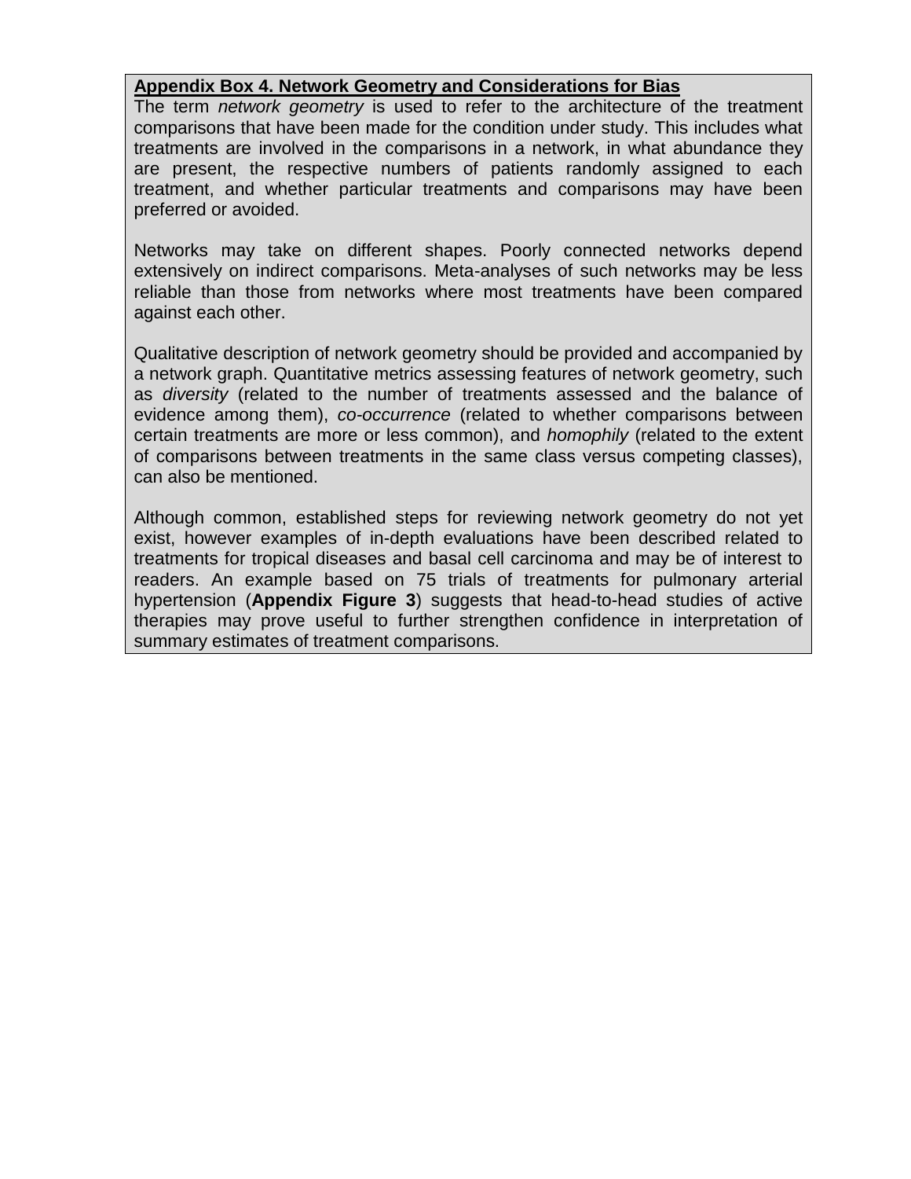**Appendix Box 4. Network Geometry and Considerations for Bias**

The term *network geometry* is used to refer to the architecture of the treatment comparisons that have been made for the condition under study. This includes what treatments are involved in the comparisons in a network, in what abundance they are present, the respective numbers of patients randomly assigned to each treatment, and whether particular treatments and comparisons may have been preferred or avoided.

Networks may take on different shapes. Poorly connected networks depend extensively on indirect comparisons. Meta-analyses of such networks may be less reliable than those from networks where most treatments have been compared against each other.

Qualitative description of network geometry should be provided and accompanied by a network graph. Quantitative metrics assessing features of network geometry, such as *diversity* (related to the number of treatments assessed and the balance of evidence among them), *co-occurrence* (related to whether comparisons between certain treatments are more or less common), and *homophily* (related to the extent of comparisons between treatments in the same class versus competing classes), can also be mentioned.

Although common, established steps for reviewing network geometry do not yet exist, however examples of in-depth evaluations have been described related to treatments for tropical diseases and basal cell carcinoma and may be of interest to readers. An example based on 75 trials of treatments for pulmonary arterial hypertension (**Appendix Figure 3**) suggests that head-to-head studies of active therapies may prove useful to further strengthen confidence in interpretation of summary estimates of treatment comparisons.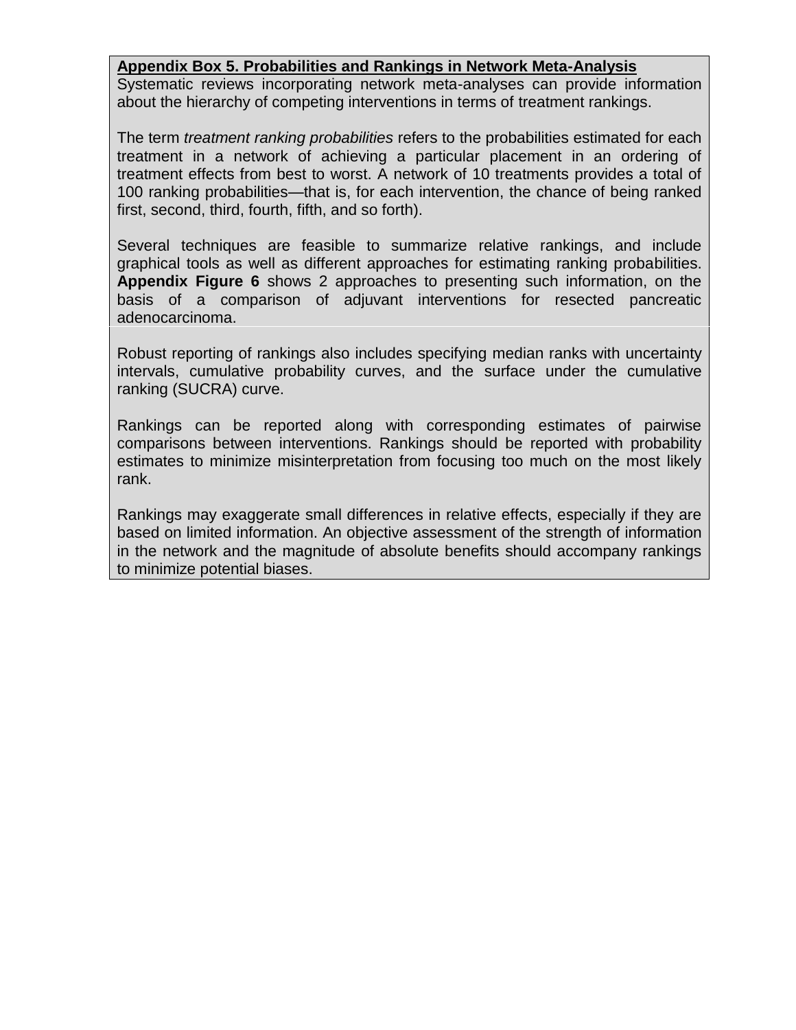**Appendix Box 5. Probabilities and Rankings in Network Meta-Analysis**

Systematic reviews incorporating network meta-analyses can provide information about the hierarchy of competing interventions in terms of treatment rankings.

The term *treatment ranking probabilities* refers to the probabilities estimated for each treatment in a network of achieving a particular placement in an ordering of treatment effects from best to worst. A network of 10 treatments provides a total of 100 ranking probabilities—that is, for each intervention, the chance of being ranked first, second, third, fourth, fifth, and so forth).

Several techniques are feasible to summarize relative rankings, and include graphical tools as well as different approaches for estimating ranking probabilities. **Appendix Figure 6** shows 2 approaches to presenting such information, on the basis of a comparison of adjuvant interventions for resected pancreatic adenocarcinoma.

Robust reporting of rankings also includes specifying median ranks with uncertainty intervals, cumulative probability curves, and the surface under the cumulative ranking (SUCRA) curve.

Rankings can be reported along with corresponding estimates of pairwise comparisons between interventions. Rankings should be reported with probability estimates to minimize misinterpretation from focusing too much on the most likely rank.

Rankings may exaggerate small differences in relative effects, especially if they are based on limited information. An objective assessment of the strength of information in the network and the magnitude of absolute benefits should accompany rankings to minimize potential biases.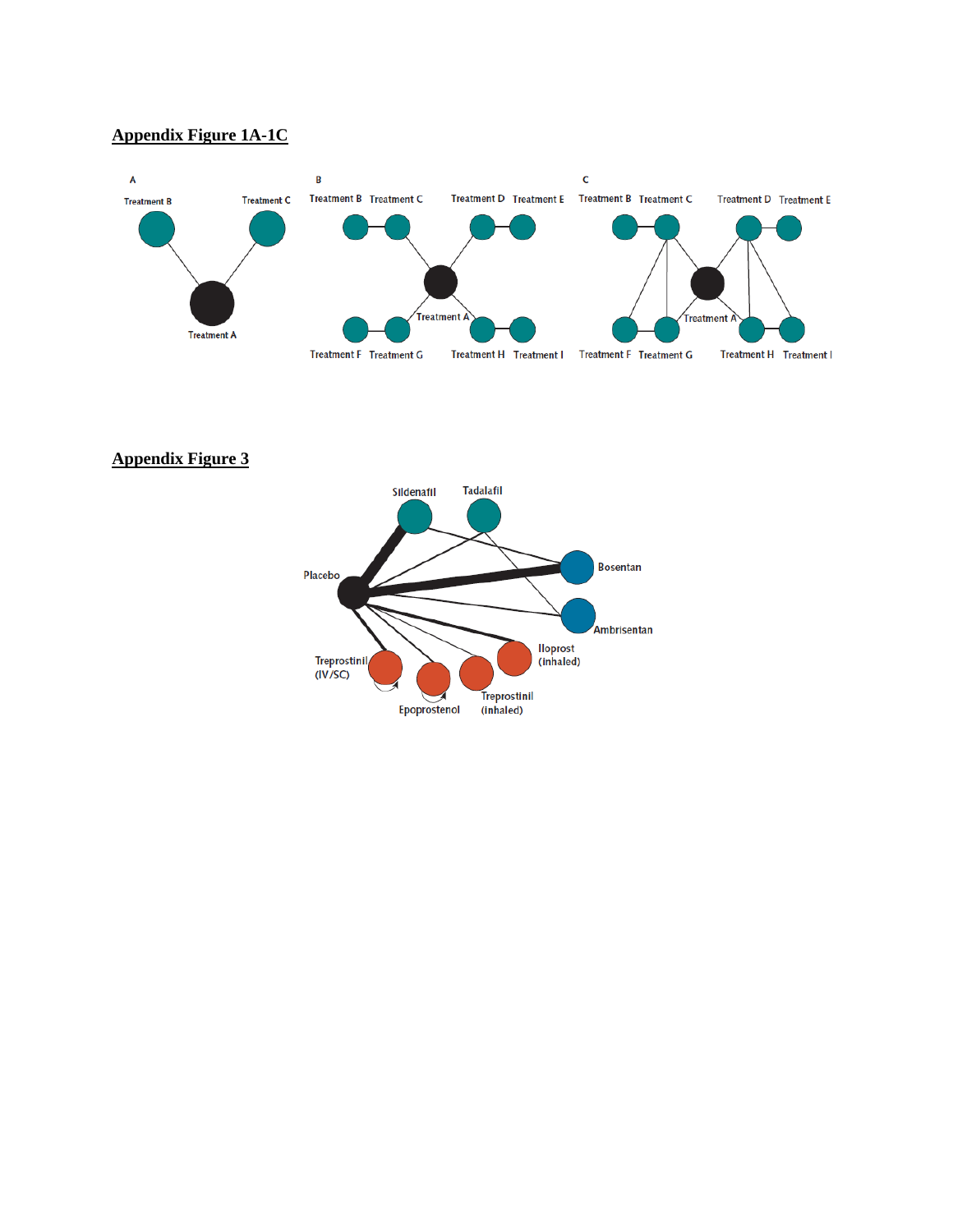## Appendix Figure 1A-1C

## Appendix Figure 3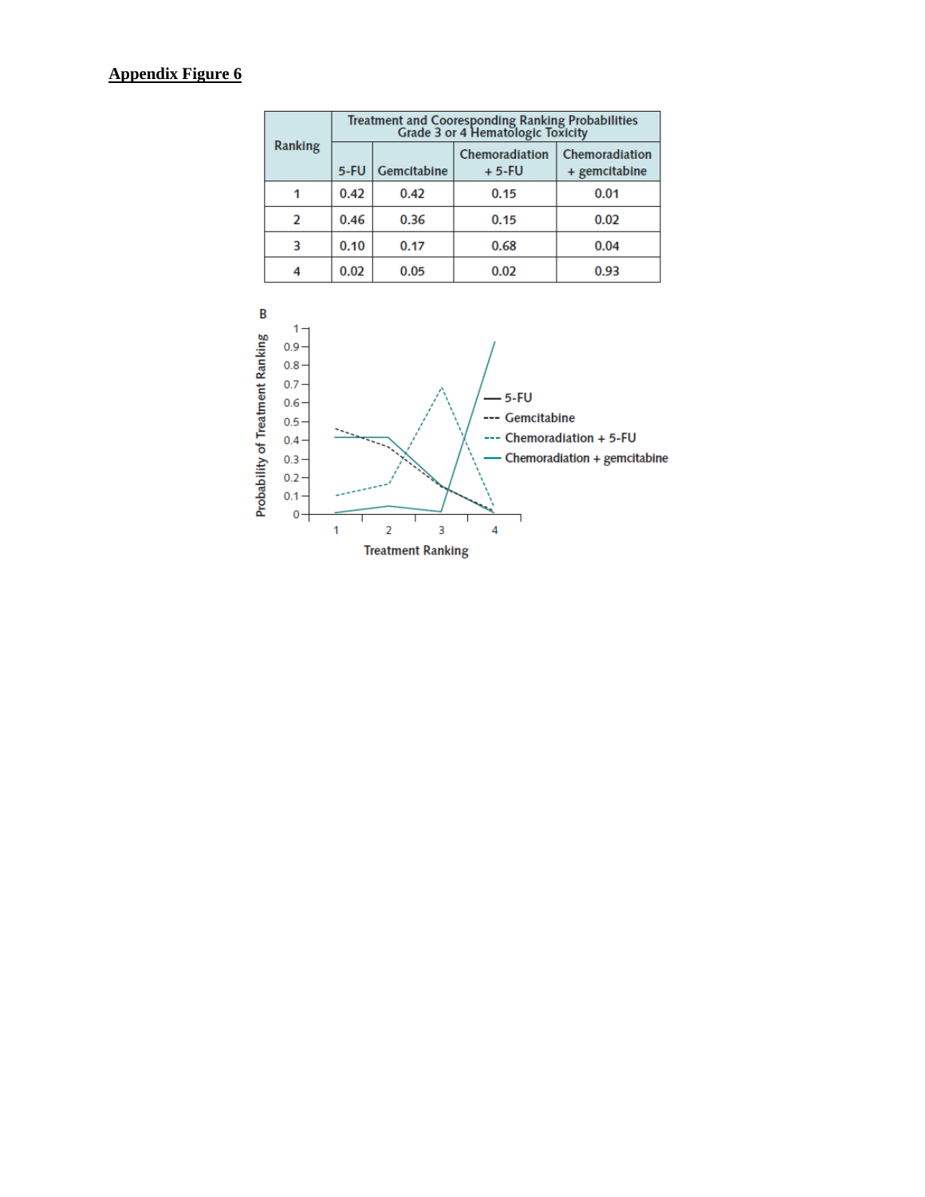**Appendix Figure 6**

| Ranking | Treatment and Cooresponding Ranking Probabilities Grade 3 or 4 Hematologic Toxicity | | | |
|---|---|---|---|---|
| | 5-FU | Gemcitabine | Chemoradiation + 5-FU | Chemoradiation + gemcitabine |
| 1 | 0.42 | 0.42 | 0.15 | 0.01 |
| 2 | 0.46 | 0.36 | 0.15 | 0.02 |
| 3 | 0.10 | 0.17 | 0.68 | 0.04 |
| 4 | 0.02 | 0.05 | 0.02 | 0.93 |

B

Probability of Treatment Ranking

1
0.9
0.8
0.7
0.6
0.5
0.4
0.3
0.2
0.1
0

1 2 3 4

Treatment Ranking

5-FU
Gemcitabine
Chemoradiation + 5-FU
Chemoradiation + gemcitabine